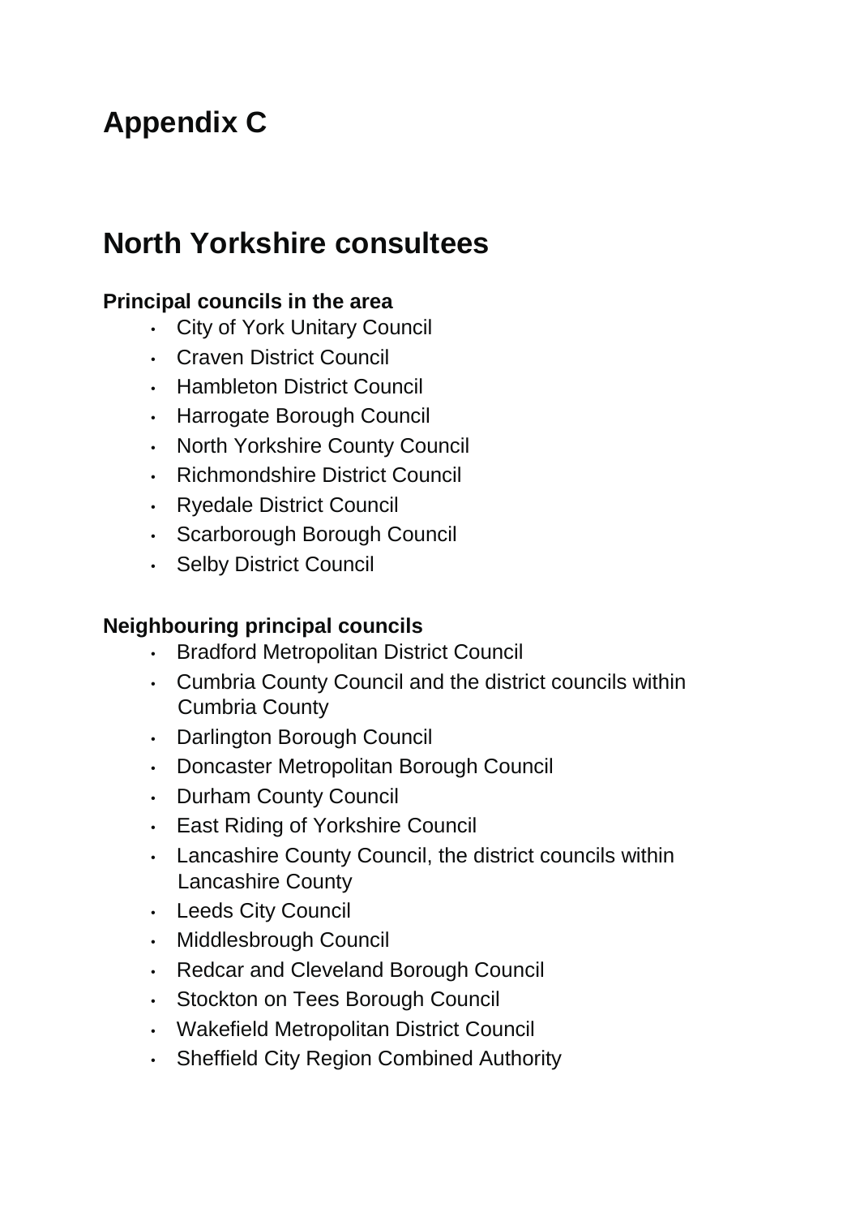# Appendix C

## North Yorkshire consultees

### Principal councils in the area

- City of York Unitary Council
- Craven District Council
- Hambleton District Council
- Harrogate Borough Council
- North Yorkshire County Council
- Richmondshire District Council
- Ryedale District Council
- Scarborough Borough Council
- Selby District Council

### Neighbouring principal councils

- Bradford Metropolitan District Council
- Cumbria County Council and the district councils within Cumbria County
- Darlington Borough Council
- Doncaster Metropolitan Borough Council
- Durham County Council
- East Riding of Yorkshire Council
- Lancashire County Council, the district councils within Lancashire County
- Leeds City Council
- Middlesbrough Council
- Redcar and Cleveland Borough Council
- Stockton on Tees Borough Council
- Wakefield Metropolitan District Council
- Sheffield City Region Combined Authority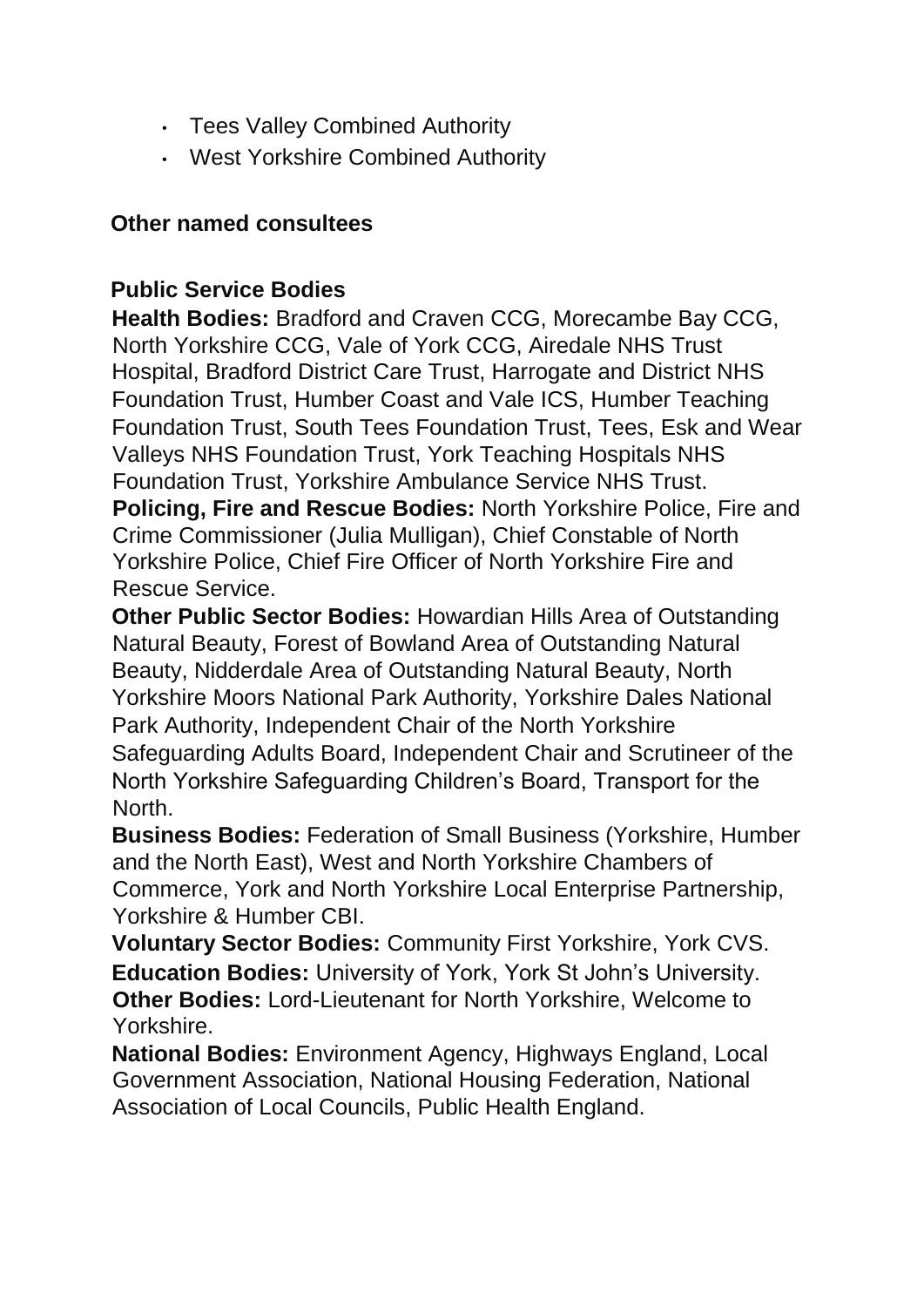- Tees Valley Combined Authority
- West Yorkshire Combined Authority

**Other named consultees**

**Public Service Bodies**

**Health Bodies:** Bradford and Craven CCG, Morecambe Bay CCG, North Yorkshire CCG, Vale of York CCG, Airedale NHS Trust Hospital, Bradford District Care Trust, Harrogate and District NHS Foundation Trust, Humber Coast and Vale ICS, Humber Teaching Foundation Trust, South Tees Foundation Trust, Tees, Esk and Wear Valleys NHS Foundation Trust, York Teaching Hospitals NHS Foundation Trust, Yorkshire Ambulance Service NHS Trust.

**Policing, Fire and Rescue Bodies:** North Yorkshire Police, Fire and Crime Commissioner (Julia Mulligan), Chief Constable of North Yorkshire Police, Chief Fire Officer of North Yorkshire Fire and Rescue Service.

**Other Public Sector Bodies:** Howardian Hills Area of Outstanding Natural Beauty, Forest of Bowland Area of Outstanding Natural Beauty, Nidderdale Area of Outstanding Natural Beauty, North Yorkshire Moors National Park Authority, Yorkshire Dales National Park Authority, Independent Chair of the North Yorkshire Safeguarding Adults Board, Independent Chair and Scrutineer of the North Yorkshire Safeguarding Children's Board, Transport for the North.

**Business Bodies:** Federation of Small Business (Yorkshire, Humber and the North East), West and North Yorkshire Chambers of Commerce, York and North Yorkshire Local Enterprise Partnership, Yorkshire & Humber CBI.

**Voluntary Sector Bodies:** Community First Yorkshire, York CVS.

**Education Bodies:** University of York, York St John's University.

**Other Bodies:** Lord-Lieutenant for North Yorkshire, Welcome to Yorkshire.

**National Bodies:** Environment Agency, Highways England, Local Government Association, National Housing Federation, National Association of Local Councils, Public Health England.